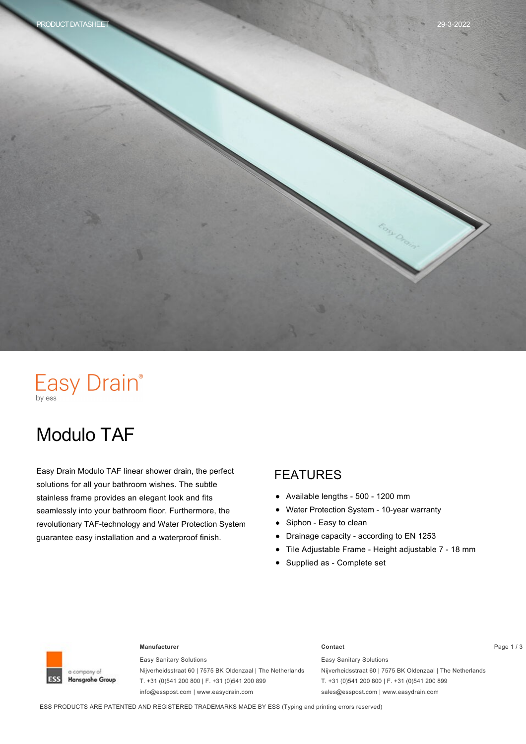Easy Drain®
by ess

# Modulo TAF

Easy Drain Modulo TAF linear shower drain, the perfect solutions for all your bathroom wishes. The subtle stainless frame provides an elegant look and fits seamlessly into your bathroom floor. Furthermore, the revolutionary TAF-technology and Water Protection System guarantee easy installation and a waterproof finish.

## FEATURES

- Available lengths - 500 - 1200 mm
- Water Protection System - 10-year warranty
- Siphon - Easy to clean
- Drainage capacity - according to EN 1253
- Tile Adjustable Frame - Height adjustable 7 - 18 mm
- Supplied as - Complete set

ESS a company of Hansgrohe Group

**Manufacturer**

Easy Sanitary Solutions
Nijverheidsstraat 60 | 7575 BK Oldenzaal | The Netherlands
T. +31 (0)541 200 800 | F. +31 (0)541 200 899
info@esspost.com | www.easydrain.com

**Contact**

Easy Sanitary Solutions
Nijverheidsstraat 60 | 7575 BK Oldenzaal | The Netherlands
T. +31 (0)541 200 800 | F. +31 (0)541 200 899
sales@esspost.com | www.easydrain.com

ESS PRODUCTS ARE PATENTED AND REGISTERED TRADEMARKS MADE BY ESS (Typing and printing errors reserved)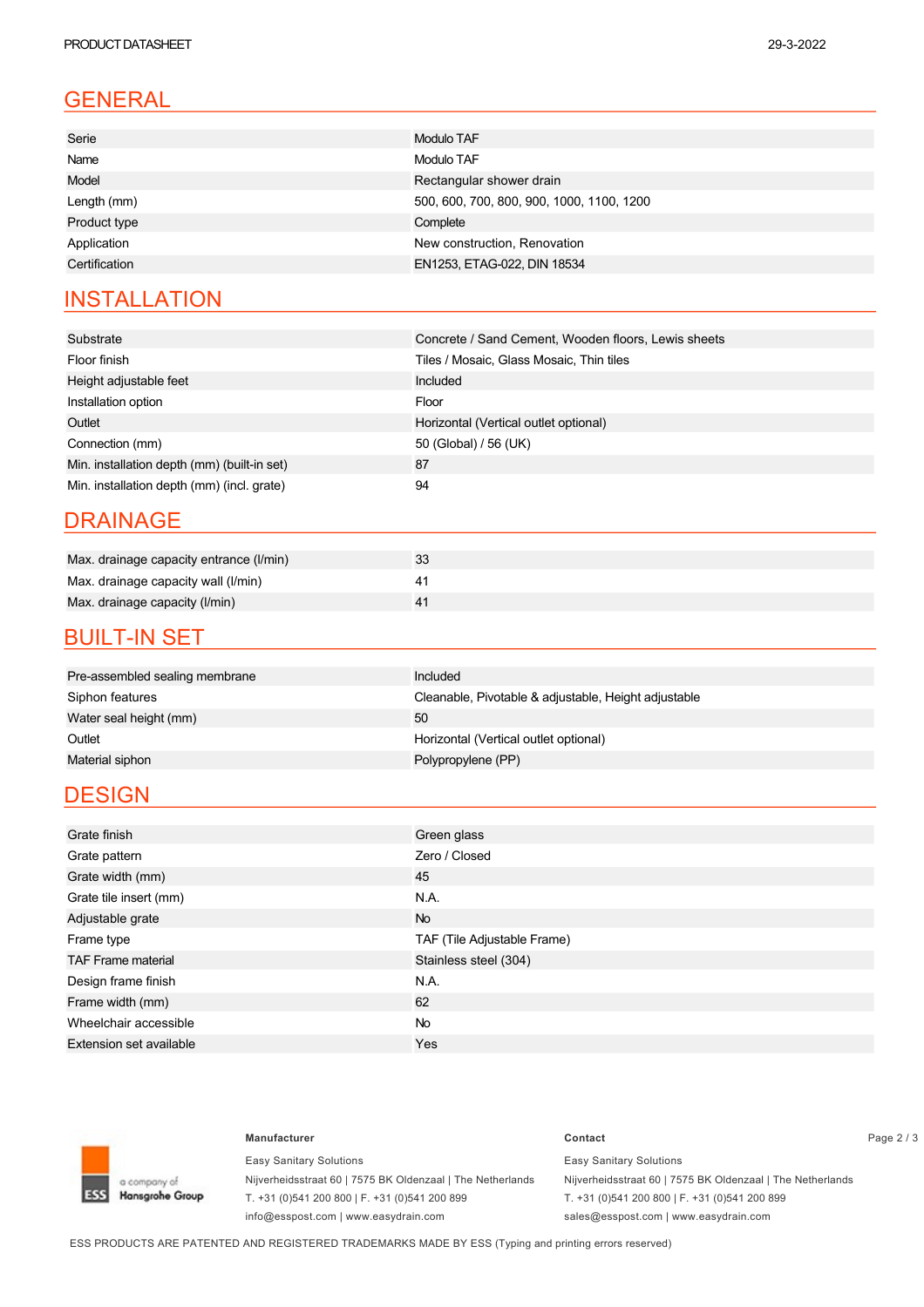## GENERAL

| | |
|---|---|
| Serie | Modulo TAF |
| Name | Modulo TAF |
| Model | Rectangular shower drain |
| Length (mm) | 500, 600, 700, 800, 900, 1000, 1100, 1200 |
| Product type | Complete |
| Application | New construction, Renovation |
| Certification | EN1253, ETAG-022, DIN 18534 |

## INSTALLATION

| | |
|---|---|
| Substrate | Concrete / Sand Cement, Wooden floors, Lewis sheets |
| Floor finish | Tiles / Mosaic, Glass Mosaic, Thin tiles |
| Height adjustable feet | Included |
| Installation option | Floor |
| Outlet | Horizontal (Vertical outlet optional) |
| Connection (mm) | 50 (Global) / 56 (UK) |
| Min. installation depth (mm) (built-in set) | 87 |
| Min. installation depth (mm) (incl. grate) | 94 |

## DRAINAGE

| | |
|---|---|
| Max. drainage capacity entrance (l/min) | 33 |
| Max. drainage capacity wall (l/min) | 41 |
| Max. drainage capacity (l/min) | 41 |

## BUILT-IN SET

| | |
|---|---|
| Pre-assembled sealing membrane | Included |
| Siphon features | Cleanable, Pivotable & adjustable, Height adjustable |
| Water seal height (mm) | 50 |
| Outlet | Horizontal (Vertical outlet optional) |
| Material siphon | Polypropylene (PP) |

## DESIGN

| | |
|---|---|
| Grate finish | Green glass |
| Grate pattern | Zero / Closed |
| Grate width (mm) | 45 |
| Grate tile insert (mm) | N.A. |
| Adjustable grate | No |
| Frame type | TAF (Tile Adjustable Frame) |
| TAF Frame material | Stainless steel (304) |
| Design frame finish | N.A. |
| Frame width (mm) | 62 |
| Wheelchair accessible | No |
| Extension set available | Yes |

**Manufacturer**

Easy Sanitary Solutions
Nijverheidsstraat 60 | 7575 BK Oldenzaal | The Netherlands
T. +31 (0)541 200 800 | F. +31 (0)541 200 899
info@esspost.com | www.easydrain.com

**Contact**

Easy Sanitary Solutions
Nijverheidsstraat 60 | 7575 BK Oldenzaal | The Netherlands
T. +31 (0)541 200 800 | F. +31 (0)541 200 899
sales@esspost.com | www.easydrain.com

ESS PRODUCTS ARE PATENTED AND REGISTERED TRADEMARKS MADE BY ESS (Typing and printing errors reserved)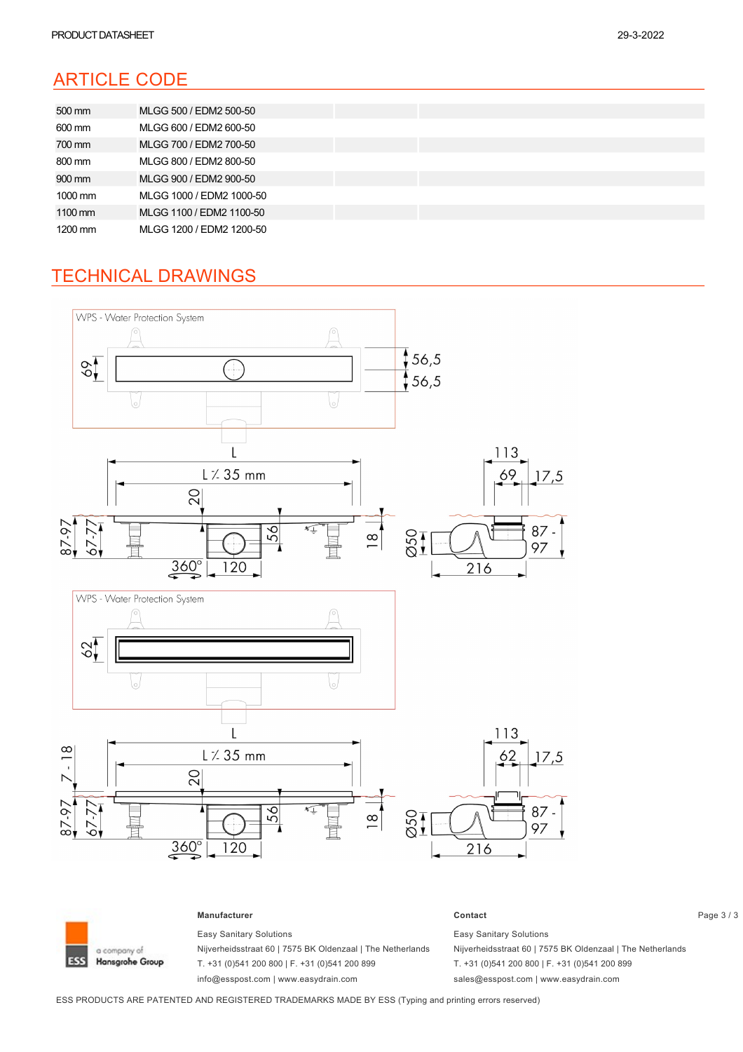## ARTICLE CODE

| | | | |
|---|---|---|---|
| 500 mm | MLGG 500 / EDM2 500-50 | | |
| 600 mm | MLGG 600 / EDM2 600-50 | | |
| 700 mm | MLGG 700 / EDM2 700-50 | | |
| 800 mm | MLGG 800 / EDM2 800-50 | | |
| 900 mm | MLGG 900 / EDM2 900-50 | | |
| 1000 mm | MLGG 1000 / EDM2 1000-50 | | |
| 1100 mm | MLGG 1100 / EDM2 1100-50 | | |
| 1200 mm | MLGG 1200 / EDM2 1200-50 | | |

## TECHNICAL DRAWINGS

WPS - Water Protection System

69
56,5
56,5
L
L ⁄ 35 mm
20
87-97
67-77
56
18
360°
120
113
69
17,5
Ø50
87 -
97
216

WPS - Water Protection System

62
L
L ⁄ 35 mm
7 - 18
20
87-97
67-77
56
18
360°
120
113
62
17,5
Ø50
87 -
97
216

a company of Hansgrohe Group

**Manufacturer**

Easy Sanitary Solutions
Nijverheidsstraat 60 | 7575 BK Oldenzaal | The Netherlands
T. +31 (0)541 200 800 | F. +31 (0)541 200 899
info@esspost.com | www.easydrain.com

**Contact**

Easy Sanitary Solutions
Nijverheidsstraat 60 | 7575 BK Oldenzaal | The Netherlands
T. +31 (0)541 200 800 | F. +31 (0)541 200 899
sales@esspost.com | www.easydrain.com

ESS PRODUCTS ARE PATENTED AND REGISTERED TRADEMARKS MADE BY ESS (Typing and printing errors reserved)